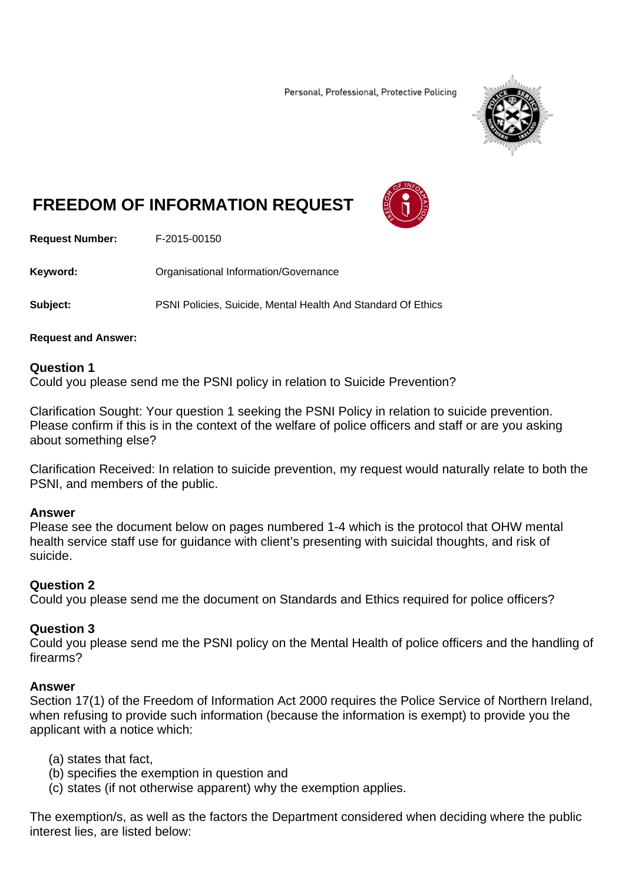Personal, Professional, Protective Policing

# FREEDOM OF INFORMATION REQUEST

**Request Number:** F-2015-00150

**Keyword:** Organisational Information/Governance

**Subject:** PSNI Policies, Suicide, Mental Health And Standard Of Ethics

**Request and Answer:**

**Question 1**
Could you please send me the PSNI policy in relation to Suicide Prevention?

Clarification Sought: Your question 1 seeking the PSNI Policy in relation to suicide prevention. Please confirm if this is in the context of the welfare of police officers and staff or are you asking about something else?

Clarification Received: In relation to suicide prevention, my request would naturally relate to both the PSNI, and members of the public.

**Answer**
Please see the document below on pages numbered 1-4 which is the protocol that OHW mental health service staff use for guidance with client's presenting with suicidal thoughts, and risk of suicide.

**Question 2**
Could you please send me the document on Standards and Ethics required for police officers?

**Question 3**
Could you please send me the PSNI policy on the Mental Health of police officers and the handling of firearms?

**Answer**
Section 17(1) of the Freedom of Information Act 2000 requires the Police Service of Northern Ireland, when refusing to provide such information (because the information is exempt) to provide you the applicant with a notice which:

(a) states that fact,
(b) specifies the exemption in question and
(c) states (if not otherwise apparent) why the exemption applies.

The exemption/s, as well as the factors the Department considered when deciding where the public interest lies, are listed below: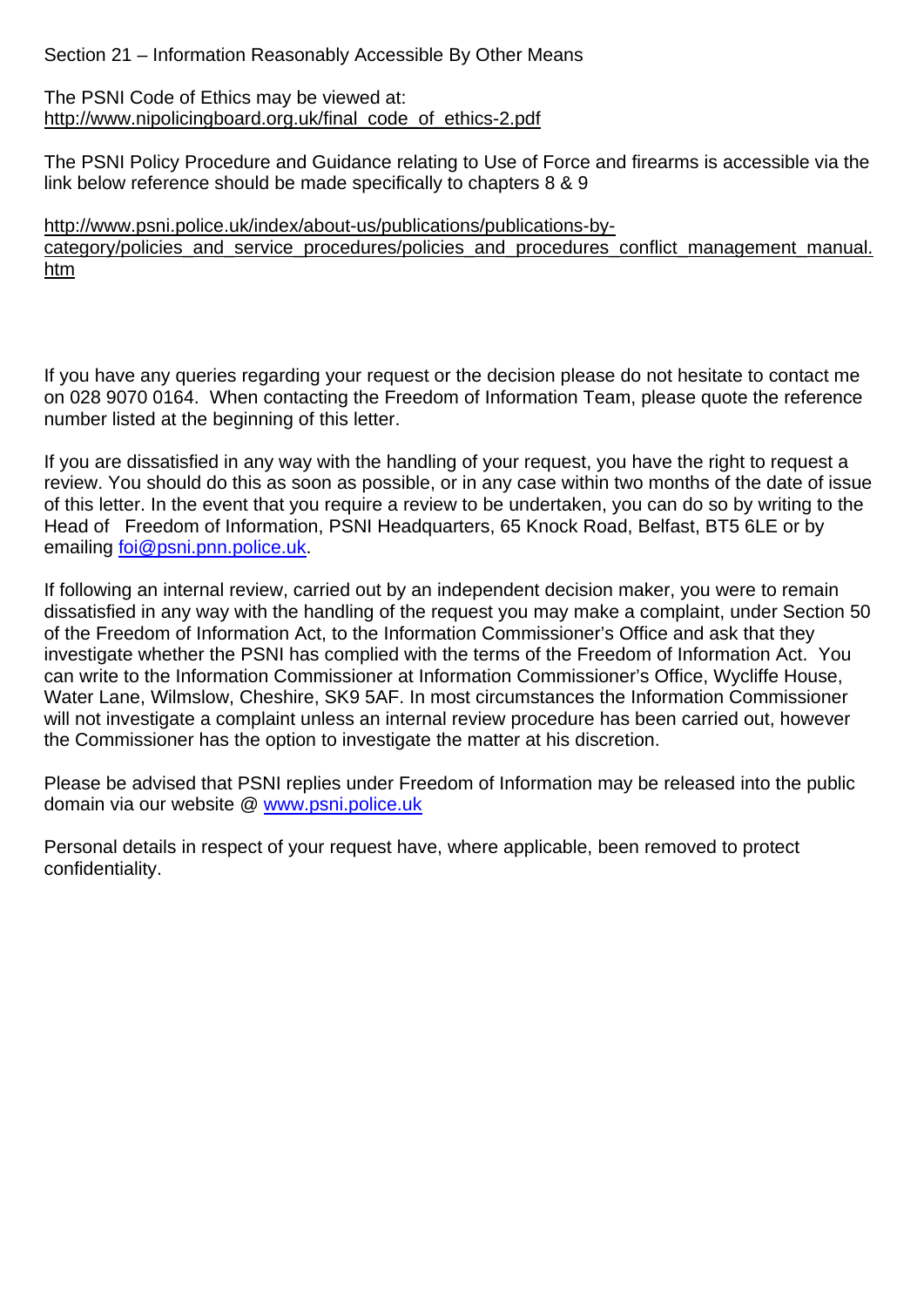Section 21 – Information Reasonably Accessible By Other Means

The PSNI Code of Ethics may be viewed at:
http://www.nipolicingboard.org.uk/final_code_of_ethics-2.pdf

The PSNI Policy Procedure and Guidance relating to Use of Force and firearms is accessible via the link below reference should be made specifically to chapters 8 & 9

http://www.psni.police.uk/index/about-us/publications/publications-by-category/policies_and_service_procedures/policies_and_procedures_conflict_management_manual.htm

If you have any queries regarding your request or the decision please do not hesitate to contact me on 028 9070 0164. When contacting the Freedom of Information Team, please quote the reference number listed at the beginning of this letter.

If you are dissatisfied in any way with the handling of your request, you have the right to request a review. You should do this as soon as possible, or in any case within two months of the date of issue of this letter. In the event that you require a review to be undertaken, you can do so by writing to the Head of Freedom of Information, PSNI Headquarters, 65 Knock Road, Belfast, BT5 6LE or by emailing foi@psni.pnn.police.uk.

If following an internal review, carried out by an independent decision maker, you were to remain dissatisfied in any way with the handling of the request you may make a complaint, under Section 50 of the Freedom of Information Act, to the Information Commissioner's Office and ask that they investigate whether the PSNI has complied with the terms of the Freedom of Information Act. You can write to the Information Commissioner at Information Commissioner's Office, Wycliffe House, Water Lane, Wilmslow, Cheshire, SK9 5AF. In most circumstances the Information Commissioner will not investigate a complaint unless an internal review procedure has been carried out, however the Commissioner has the option to investigate the matter at his discretion.

Please be advised that PSNI replies under Freedom of Information may be released into the public domain via our website @ www.psni.police.uk

Personal details in respect of your request have, where applicable, been removed to protect confidentiality.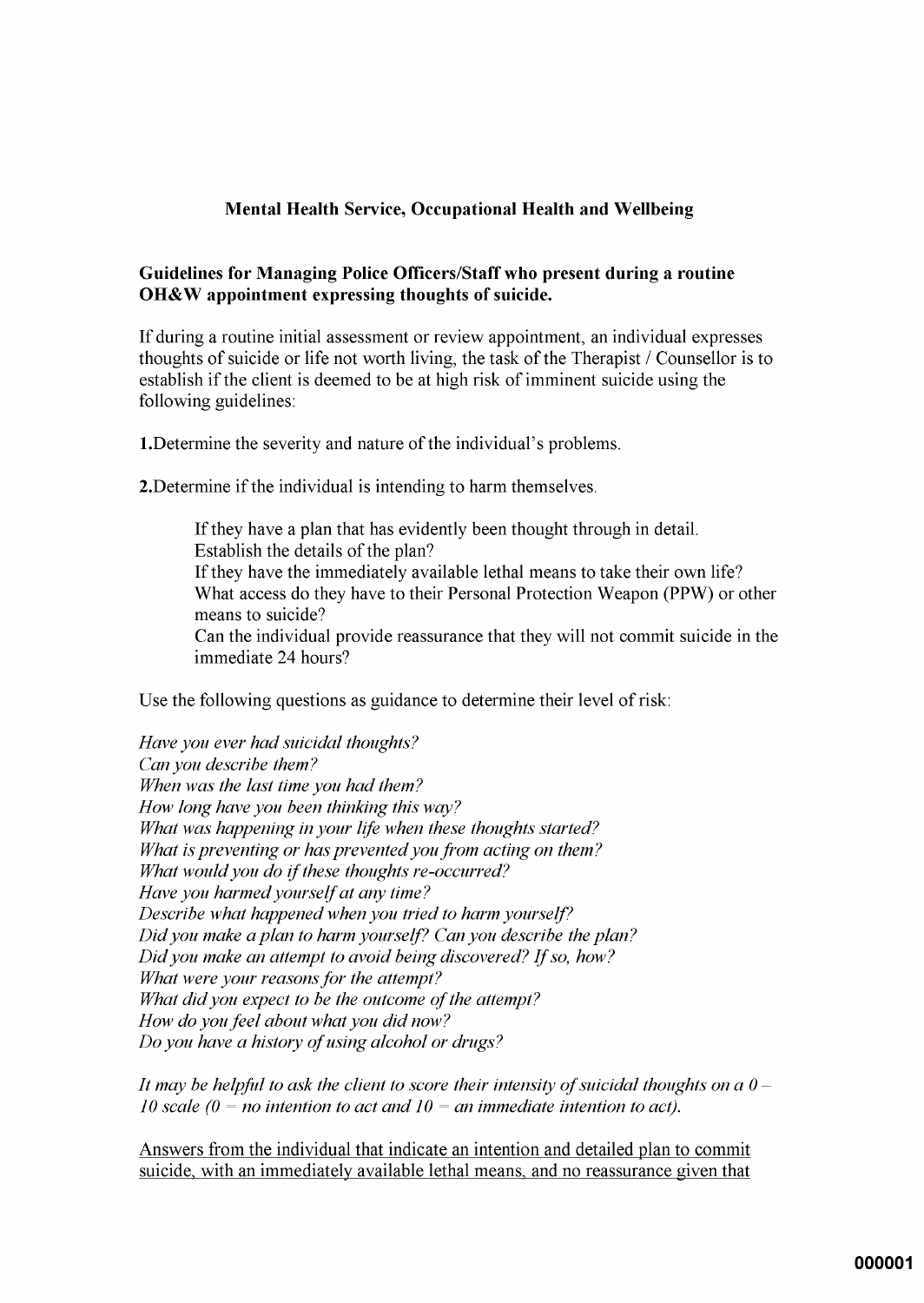## Mental Health Service, Occupational Health and Wellbeing

### Guidelines for Managing Police Officers/Staff who present during a routine OH&W appointment expressing thoughts of suicide.

If during a routine initial assessment or review appointment, an individual expresses thoughts of suicide or life not worth living, the task of the Therapist / Counsellor is to establish if the client is deemed to be at high risk of imminent suicide using the following guidelines:

**1.** Determine the severity and nature of the individual's problems.

**2.** Determine if the individual is intending to harm themselves.

> If they have a plan that has evidently been thought through in detail.
> Establish the details of the plan?
> If they have the immediately available lethal means to take their own life?
> What access do they have to their Personal Protection Weapon (PPW) or other means to suicide?
> Can the individual provide reassurance that they will not commit suicide in the immediate 24 hours?

Use the following questions as guidance to determine their level of risk:

*Have you ever had suicidal thoughts?*
*Can you describe them?*
*When was the last time you had them?*
*How long have you been thinking this way?*
*What was happening in your life when these thoughts started?*
*What is preventing or has prevented you from acting on them?*
*What would you do if these thoughts re-occurred?*
*Have you harmed yourself at any time?*
*Describe what happened when you tried to harm yourself?*
*Did you make a plan to harm yourself? Can you describe the plan?*
*Did you make an attempt to avoid being discovered? If so, how?*
*What were your reasons for the attempt?*
*What did you expect to be the outcome of the attempt?*
*How do you feel about what you did now?*
*Do you have a history of using alcohol or drugs?*

*It may be helpful to ask the client to score their intensity of suicidal thoughts on a 0 – 10 scale (0 = no intention to act and 10 = an immediate intention to act).*

<u>Answers from the individual that indicate an intention and detailed plan to commit suicide, with an immediately available lethal means, and no reassurance given that</u>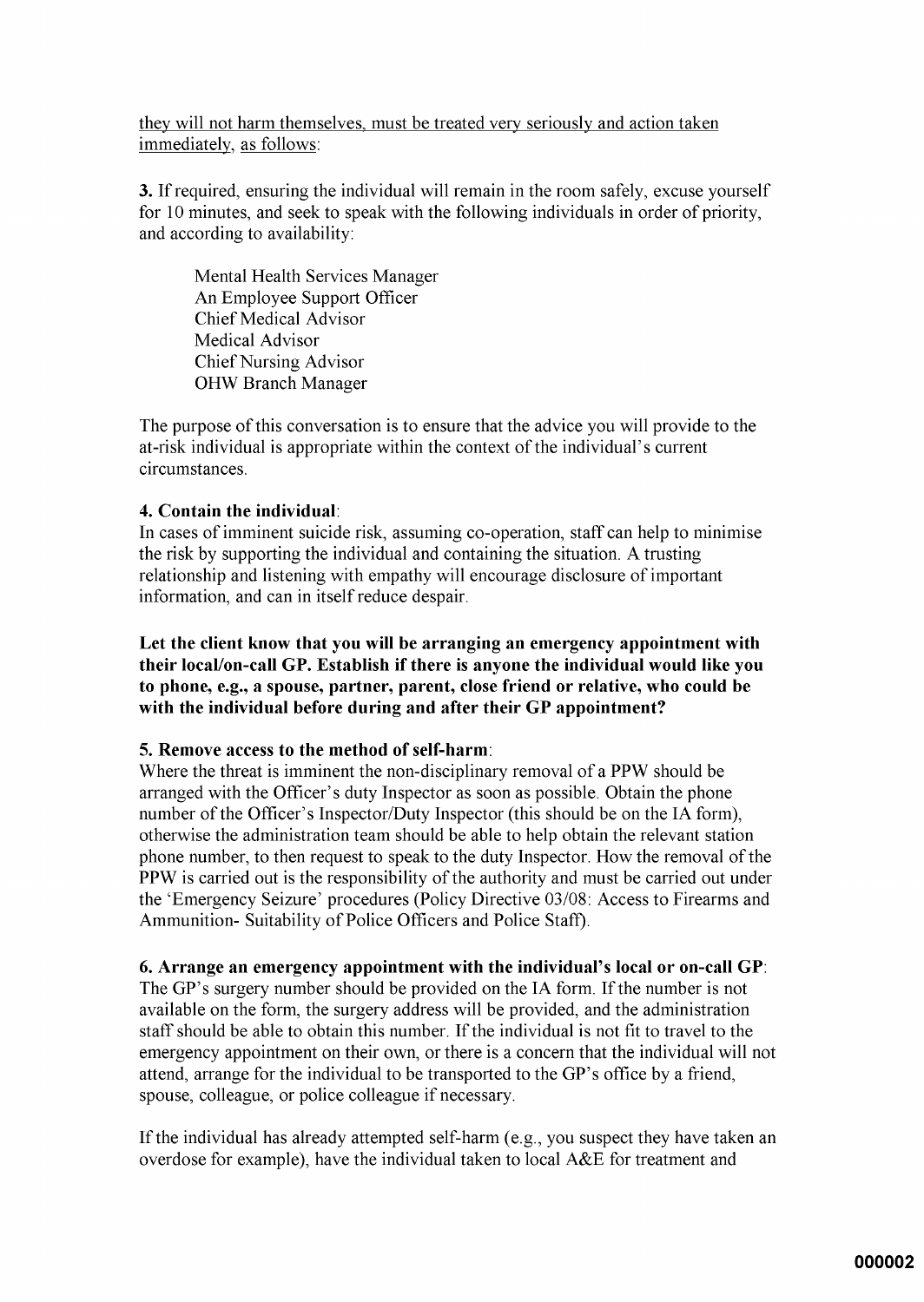they will not harm themselves, must be treated very seriously and action taken immediately, as follows:

**3.** If required, ensuring the individual will remain in the room safely, excuse yourself for 10 minutes, and seek to speak with the following individuals in order of priority, and according to availability:

Mental Health Services Manager
An Employee Support Officer
Chief Medical Advisor
Medical Advisor
Chief Nursing Advisor
OHW Branch Manager

The purpose of this conversation is to ensure that the advice you will provide to the at-risk individual is appropriate within the context of the individual's current circumstances.

**4. Contain the individual**:
In cases of imminent suicide risk, assuming co-operation, staff can help to minimise the risk by supporting the individual and containing the situation. A trusting relationship and listening with empathy will encourage disclosure of important information, and can in itself reduce despair.

**Let the client know that you will be arranging an emergency appointment with their local/on-call GP. Establish if there is anyone the individual would like you to phone, e.g., a spouse, partner, parent, close friend or relative, who could be with the individual before during and after their GP appointment?**

**5. Remove access to the method of self-harm**:
Where the threat is imminent the non-disciplinary removal of a PPW should be arranged with the Officer's duty Inspector as soon as possible. Obtain the phone number of the Officer's Inspector/Duty Inspector (this should be on the IA form), otherwise the administration team should be able to help obtain the relevant station phone number, to then request to speak to the duty Inspector. How the removal of the PPW is carried out is the responsibility of the authority and must be carried out under the 'Emergency Seizure' procedures (Policy Directive 03/08: Access to Firearms and Ammunition- Suitability of Police Officers and Police Staff).

**6. Arrange an emergency appointment with the individual's local or on-call GP**:
The GP's surgery number should be provided on the IA form. If the number is not available on the form, the surgery address will be provided, and the administration staff should be able to obtain this number. If the individual is not fit to travel to the emergency appointment on their own, or there is a concern that the individual will not attend, arrange for the individual to be transported to the GP's office by a friend, spouse, colleague, or police colleague if necessary.

If the individual has already attempted self-harm (e.g., you suspect they have taken an overdose for example), have the individual taken to local A&E for treatment and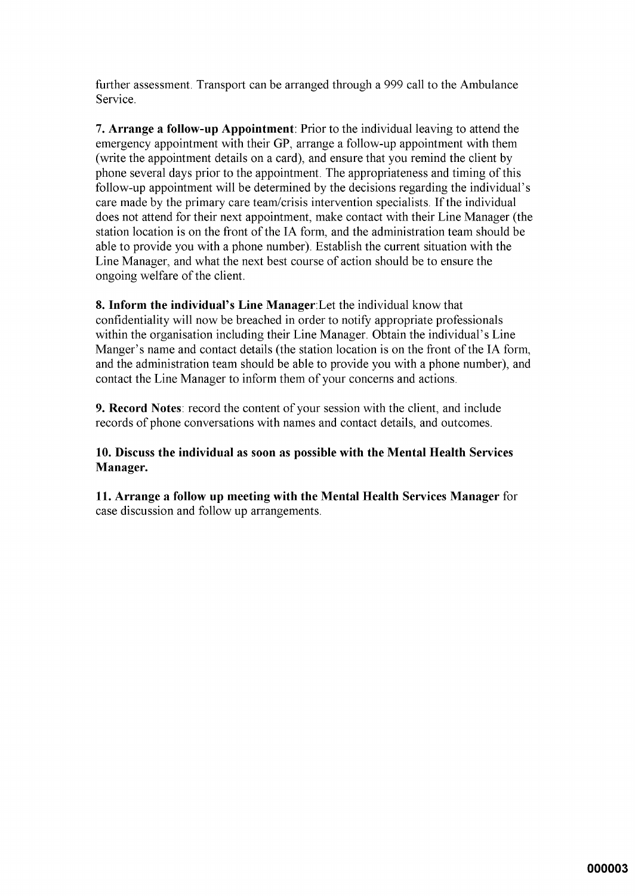further assessment. Transport can be arranged through a 999 call to the Ambulance Service.

**7. Arrange a follow-up Appointment**: Prior to the individual leaving to attend the emergency appointment with their GP, arrange a follow-up appointment with them (write the appointment details on a card), and ensure that you remind the client by phone several days prior to the appointment. The appropriateness and timing of this follow-up appointment will be determined by the decisions regarding the individual's care made by the primary care team/crisis intervention specialists. If the individual does not attend for their next appointment, make contact with their Line Manager (the station location is on the front of the IA form, and the administration team should be able to provide you with a phone number). Establish the current situation with the Line Manager, and what the next best course of action should be to ensure the ongoing welfare of the client.

**8. Inform the individual's Line Manager**:Let the individual know that confidentiality will now be breached in order to notify appropriate professionals within the organisation including their Line Manager. Obtain the individual's Line Manger's name and contact details (the station location is on the front of the IA form, and the administration team should be able to provide you with a phone number), and contact the Line Manager to inform them of your concerns and actions.

**9. Record Notes**: record the content of your session with the client, and include records of phone conversations with names and contact details, and outcomes.

**10. Discuss the individual as soon as possible with the Mental Health Services Manager.**

**11. Arrange a follow up meeting with the Mental Health Services Manager** for case discussion and follow up arrangements.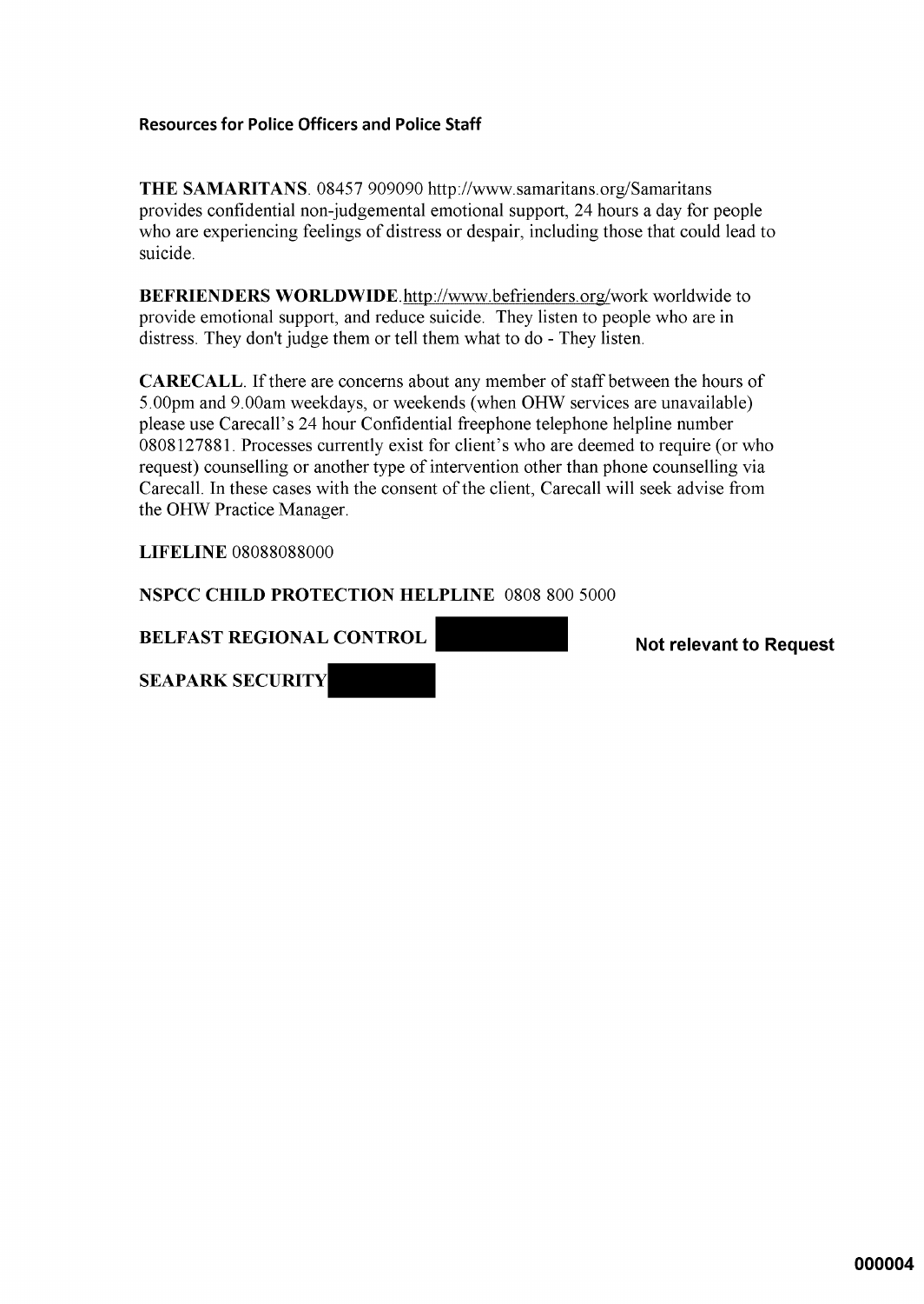**Resources for Police Officers and Police Staff**

**THE SAMARITANS**. 08457 909090 http://www.samaritans.org/Samaritans provides confidential non-judgemental emotional support, 24 hours a day for people who are experiencing feelings of distress or despair, including those that could lead to suicide.

**BEFRIENDERS WORLDWIDE**.http://www.befrienders.org/work worldwide to provide emotional support, and reduce suicide. They listen to people who are in distress. They don't judge them or tell them what to do - They listen.

**CARECALL**. If there are concerns about any member of staff between the hours of 5.00pm and 9.00am weekdays, or weekends (when OHW services are unavailable) please use Carecall's 24 hour Confidential freephone telephone helpline number 0808127881. Processes currently exist for client's who are deemed to require (or who request) counselling or another type of intervention other than phone counselling via Carecall. In these cases with the consent of the client, Carecall will seek advise from the OHW Practice Manager.

**LIFELINE** 08088088000

**NSPCC CHILD PROTECTION HELPLINE** 0808 800 5000

**BELFAST REGIONAL CONTROL** [redacted] **Not relevant to Request**

**SEAPARK SECURITY** [redacted]